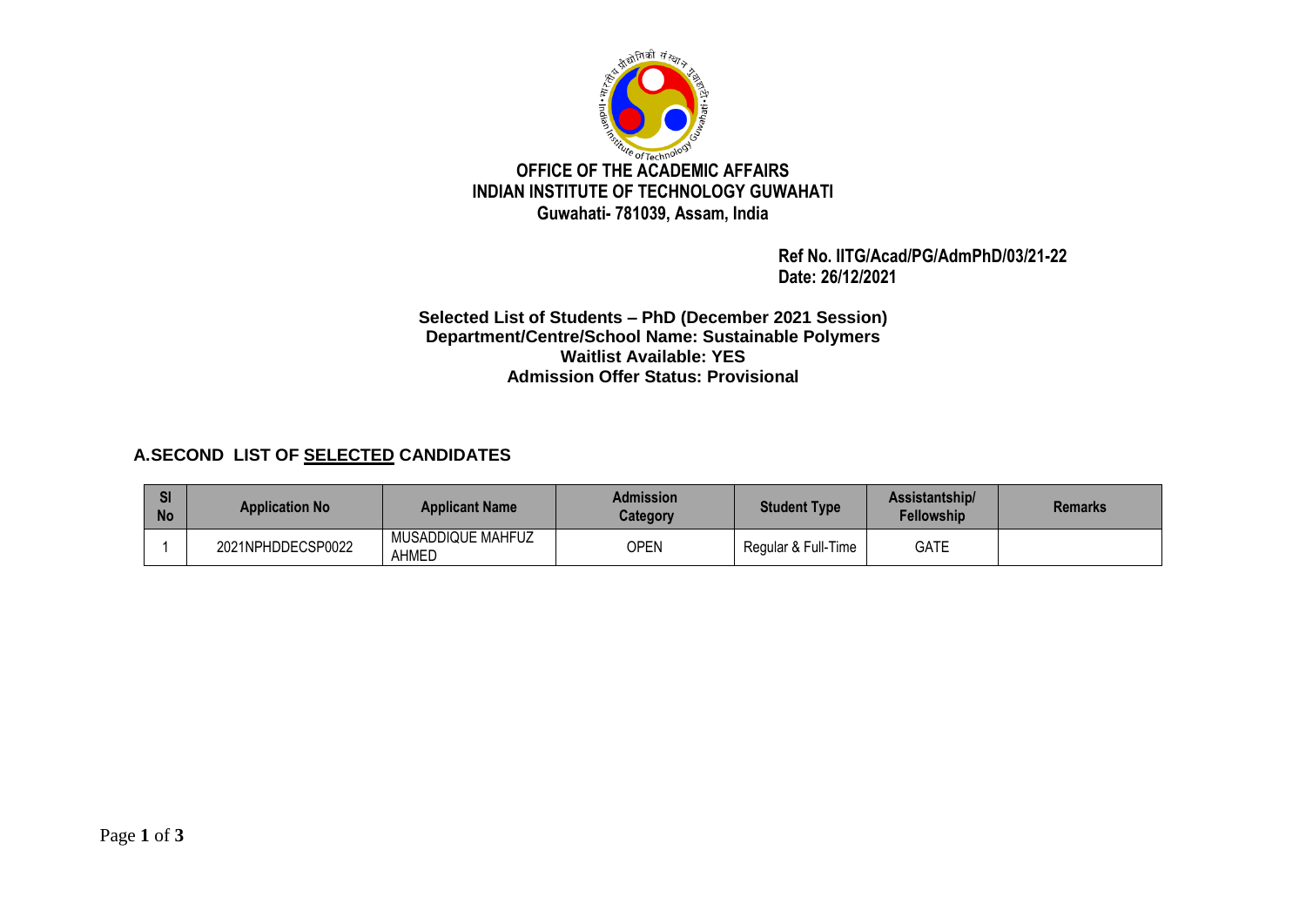**OFFICE OF THE ACADEMIC AFFAIRS**
**INDIAN INSTITUTE OF TECHNOLOGY GUWAHATI**
**Guwahati- 781039, Assam, India**

**Ref No. IITG/Acad/PG/AdmPhD/03/21-22**
**Date: 26/12/2021**

**Selected List of Students – PhD (December 2021 Session)**
**Department/Centre/School Name: Sustainable Polymers**
**Waitlist Available: YES**
**Admission Offer Status: Provisional**

## A.SECOND LIST OF SELECTED CANDIDATES

| Sl No | Application No | Applicant Name | Admission Category | Student Type | Assistantship/ Fellowship | Remarks |
|---|---|---|---|---|---|---|
| 1 | 2021NPHDDECSP0022 | MUSADDIQUE MAHFUZ AHMED | OPEN | Regular & Full-Time | GATE | |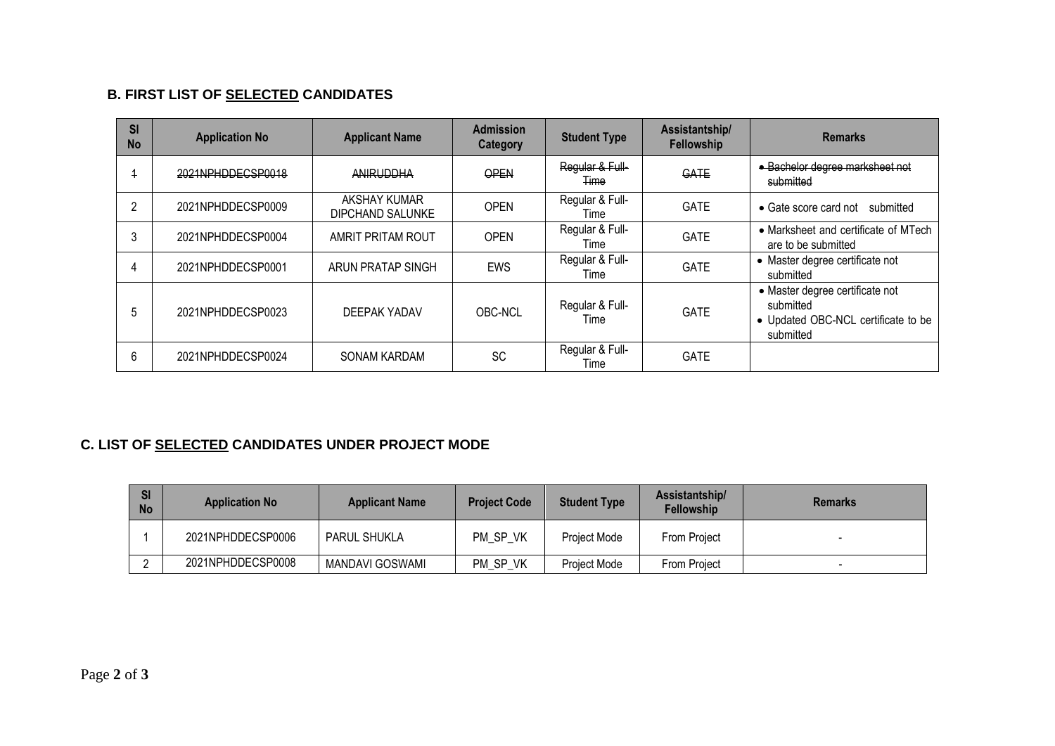### B. FIRST LIST OF <u>SELECTED</u> CANDIDATES

| Sl No | Application No | Applicant Name | Admission Category | Student Type | Assistantship/ Fellowship | Remarks |
|---|---|---|---|---|---|---|
| ~~1~~ | ~~2021NPHDDECSP0018~~ | ~~ANIRUDDHA~~ | ~~OPEN~~ | ~~Regular & Full-Time~~ | ~~GATE~~ | ~~• Bachelor degree marksheet not submitted~~ |
| 2 | 2021NPHDDECSP0009 | AKSHAY KUMAR DIPCHAND SALUNKE | OPEN | Regular & Full-Time | GATE | • Gate score card not submitted |
| 3 | 2021NPHDDECSP0004 | AMRIT PRITAM ROUT | OPEN | Regular & Full-Time | GATE | • Marksheet and certificate of MTech are to be submitted |
| 4 | 2021NPHDDECSP0001 | ARUN PRATAP SINGH | EWS | Regular & Full-Time | GATE | • Master degree certificate not submitted |
| 5 | 2021NPHDDECSP0023 | DEEPAK YADAV | OBC-NCL | Regular & Full-Time | GATE | • Master degree certificate not submitted<br>• Updated OBC-NCL certificate to be submitted |
| 6 | 2021NPHDDECSP0024 | SONAM KARDAM | SC | Regular & Full-Time | GATE | |

### C. LIST OF <u>SELECTED</u> CANDIDATES UNDER PROJECT MODE

| Sl No | Application No | Applicant Name | Project Code | Student Type | Assistantship/ Fellowship | Remarks |
|---|---|---|---|---|---|---|
| 1 | 2021NPHDDECSP0006 | PARUL SHUKLA | PM_SP_VK | Project Mode | From Project | - |
| 2 | 2021NPHDDECSP0008 | MANDAVI GOSWAMI | PM_SP_VK | Project Mode | From Project | - |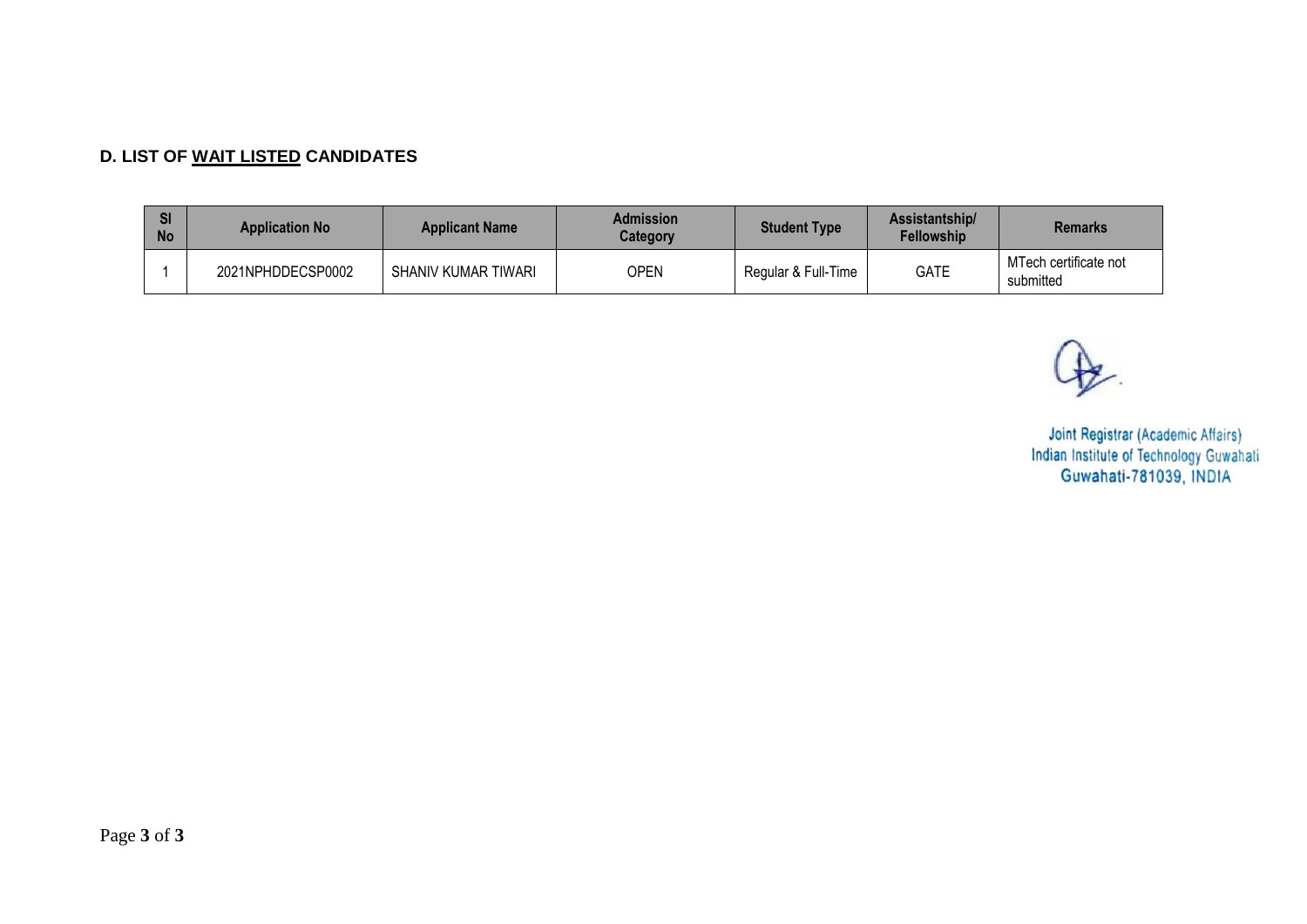### D. LIST OF WAIT LISTED CANDIDATES

| Sl No | Application No | Applicant Name | Admission Category | Student Type | Assistantship/ Fellowship | Remarks |
|---|---|---|---|---|---|---|
| 1 | 2021NPHDDECSP0002 | SHANIV KUMAR TIWARI | OPEN | Regular & Full-Time | GATE | MTech certificate not submitted |

Joint Registrar (Academic Affairs)
Indian Institute of Technology Guwahati
Guwahati-781039, INDIA